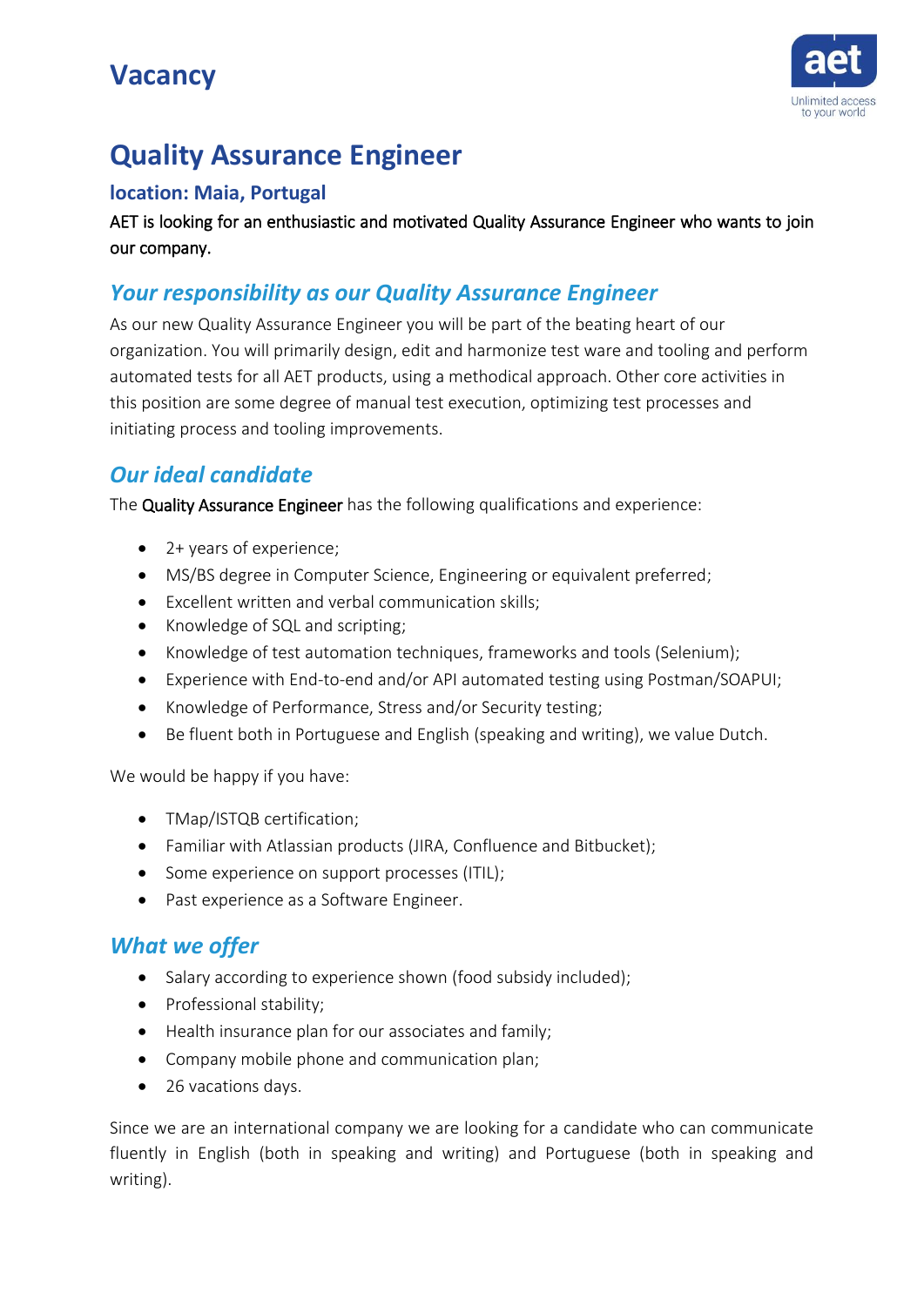# Vacancy

## Quality Assurance Engineer

### location: Maia, Portugal

AET is looking for an enthusiastic and motivated Quality Assurance Engineer who wants to join our company.

## *Your responsibility as our Quality Assurance Engineer*

As our new Quality Assurance Engineer you will be part of the beating heart of our organization. You will primarily design, edit and harmonize test ware and tooling and perform automated tests for all AET products, using a methodical approach. Other core activities in this position are some degree of manual test execution, optimizing test processes and initiating process and tooling improvements.

## *Our ideal candidate*

The Quality Assurance Engineer has the following qualifications and experience:

- 2+ years of experience;
- MS/BS degree in Computer Science, Engineering or equivalent preferred;
- Excellent written and verbal communication skills;
- Knowledge of SQL and scripting;
- Knowledge of test automation techniques, frameworks and tools (Selenium);
- Experience with End-to-end and/or API automated testing using Postman/SOAPUI;
- Knowledge of Performance, Stress and/or Security testing;
- Be fluent both in Portuguese and English (speaking and writing), we value Dutch.

We would be happy if you have:

- TMap/ISTQB certification;
- Familiar with Atlassian products (JIRA, Confluence and Bitbucket);
- Some experience on support processes (ITIL);
- Past experience as a Software Engineer.

## *What we offer*

- Salary according to experience shown (food subsidy included);
- Professional stability;
- Health insurance plan for our associates and family;
- Company mobile phone and communication plan;
- 26 vacations days.

Since we are an international company we are looking for a candidate who can communicate fluently in English (both in speaking and writing) and Portuguese (both in speaking and writing).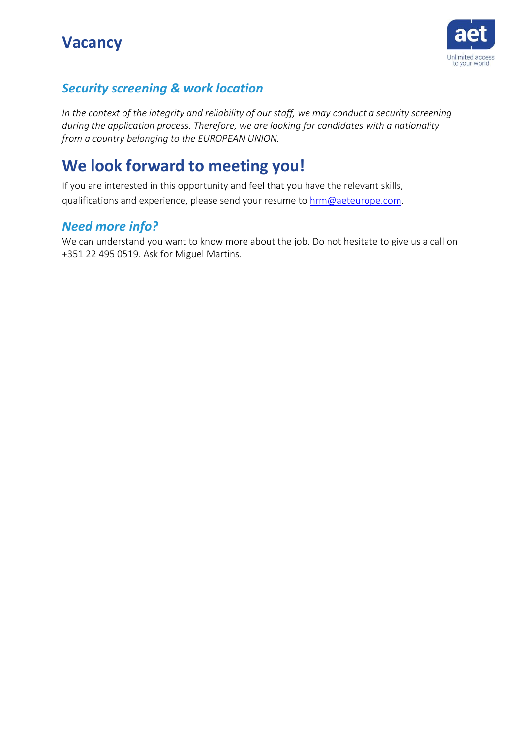## *Security screening & work location*

*In the context of the integrity and reliability of our staff, we may conduct a security screening during the application process. Therefore, we are looking for candidates with a nationality from a country belonging to the EUROPEAN UNION.*

# We look forward to meeting you!

If you are interested in this opportunity and feel that you have the relevant skills, qualifications and experience, please send your resume to hrm@aeteurope.com.

## *Need more info?*

We can understand you want to know more about the job. Do not hesitate to give us a call on +351 22 495 0519. Ask for Miguel Martins.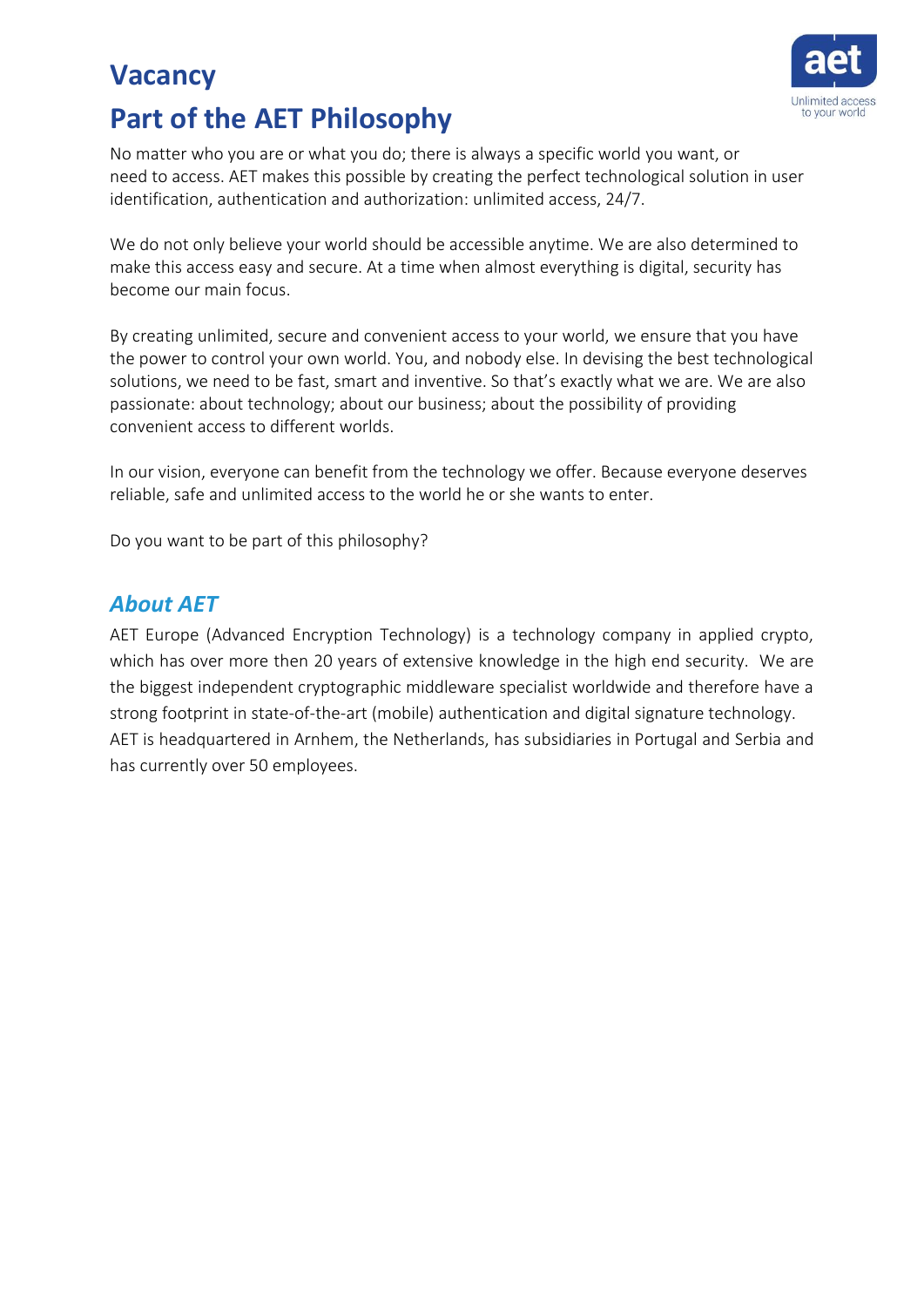# Vacancy

# Part of the AET Philosophy

No matter who you are or what you do; there is always a specific world you want, or need to access. AET makes this possible by creating the perfect technological solution in user identification, authentication and authorization: unlimited access, 24/7.

We do not only believe your world should be accessible anytime. We are also determined to make this access easy and secure. At a time when almost everything is digital, security has become our main focus.

By creating unlimited, secure and convenient access to your world, we ensure that you have the power to control your own world. You, and nobody else. In devising the best technological solutions, we need to be fast, smart and inventive. So that's exactly what we are. We are also passionate: about technology; about our business; about the possibility of providing convenient access to different worlds.

In our vision, everyone can benefit from the technology we offer. Because everyone deserves reliable, safe and unlimited access to the world he or she wants to enter.

Do you want to be part of this philosophy?

## *About AET*

AET Europe (Advanced Encryption Technology) is a technology company in applied crypto, which has over more then 20 years of extensive knowledge in the high end security. We are the biggest independent cryptographic middleware specialist worldwide and therefore have a strong footprint in state-of-the-art (mobile) authentication and digital signature technology. AET is headquartered in Arnhem, the Netherlands, has subsidiaries in Portugal and Serbia and has currently over 50 employees.